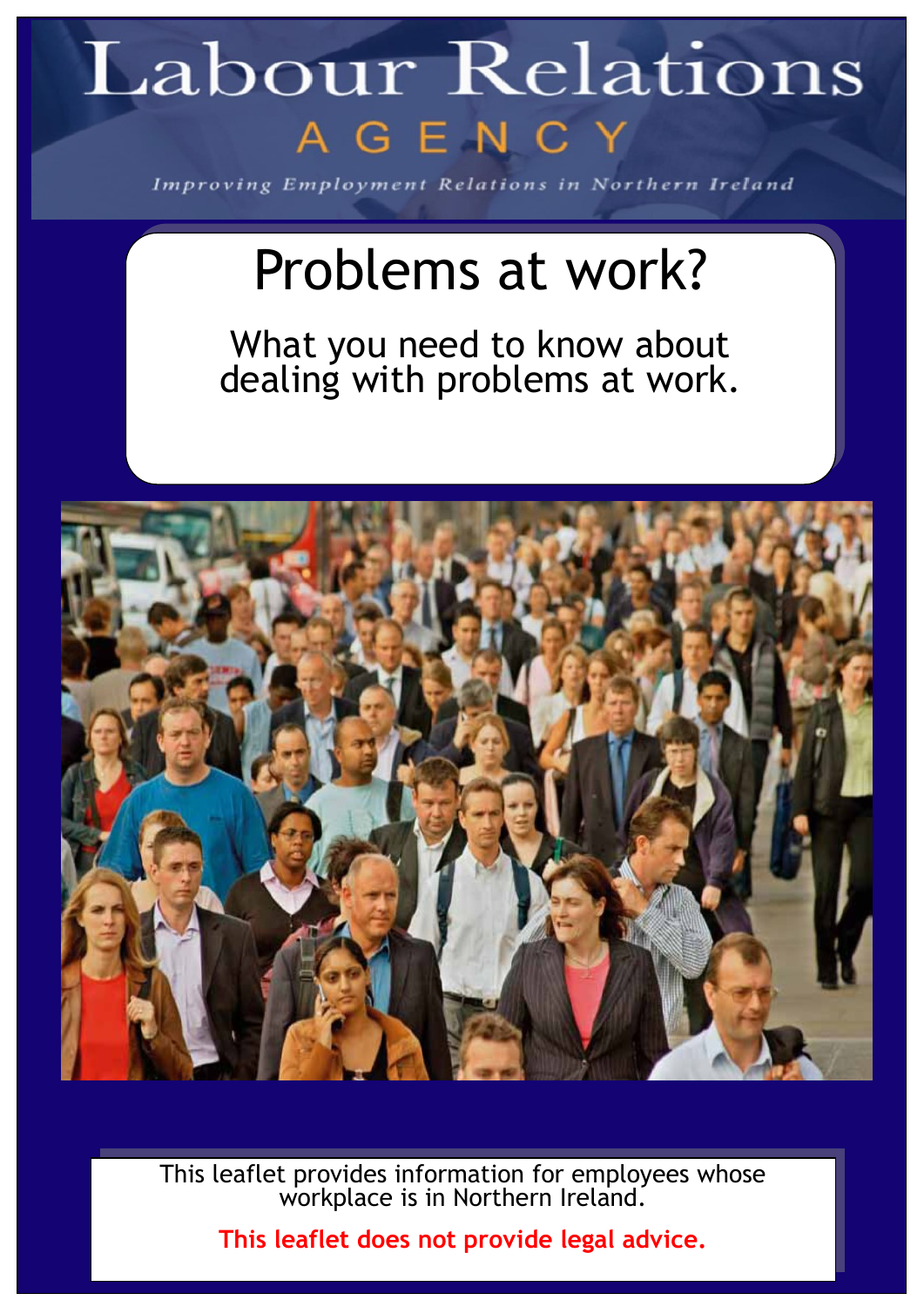# Labour Relations AGENCY

*Improving Employment Relations in Northern Ireland*

# Problems at work?

## What you need to know about dealing with problems at work.

This leaflet provides information for employees whose workplace is in Northern Ireland.

**This leaflet does not provide legal advice.**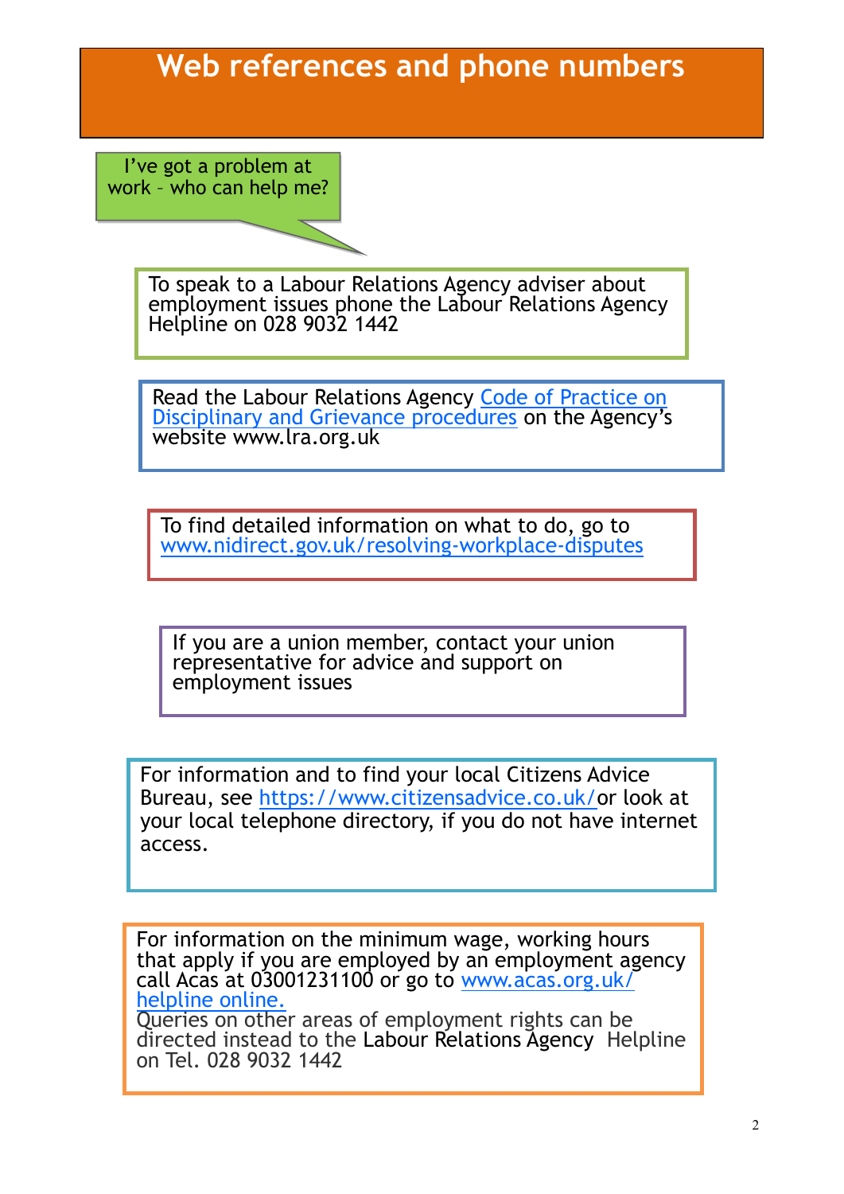# Web references and phone numbers

I've got a problem at work – who can help me?

To speak to a Labour Relations Agency adviser about employment issues phone the Labour Relations Agency Helpline on 028 9032 1442

Read the Labour Relations Agency Code of Practice on Disciplinary and Grievance procedures on the Agency's website www.lra.org.uk

To find detailed information on what to do, go to www.nidirect.gov.uk/resolving-workplace-disputes

If you are a union member, contact your union representative for advice and support on employment issues

For information and to find your local Citizens Advice Bureau, see https://www.citizensadvice.co.uk/ or look at your local telephone directory, if you do not have internet access.

For information on the minimum wage, working hours that apply if you are employed by an employment agency call Acas at 03001231100 or go to www.acas.org.uk/helpline online.
Queries on other areas of employment rights can be directed instead to the Labour Relations Agency Helpline on Tel. 028 9032 1442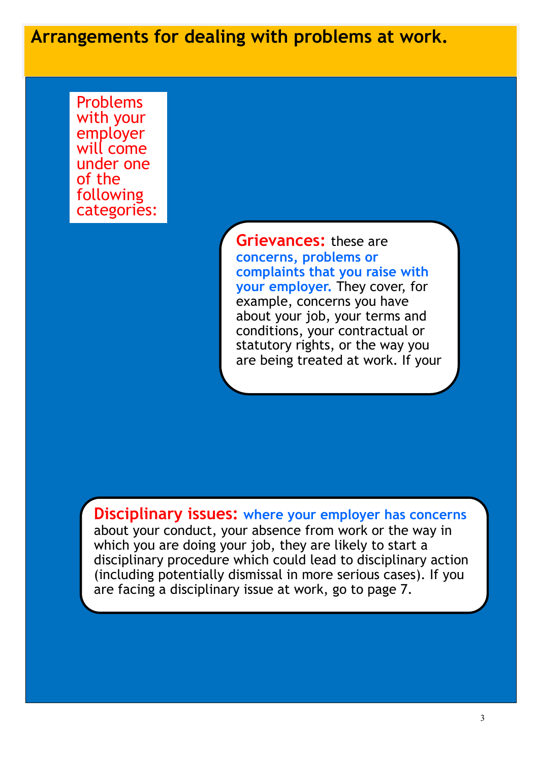# Arrangements for dealing with problems at work.

Problems with your employer will come under one of the following categories:

**Grievances:** these are **concerns, problems or complaints that you raise with your employer.** They cover, for example, concerns you have about your job, your terms and conditions, your contractual or statutory rights, or the way you are being treated at work. If your

**Disciplinary issues:** **where your employer has concerns** about your conduct, your absence from work or the way in which you are doing your job, they are likely to start a disciplinary procedure which could lead to disciplinary action (including potentially dismissal in more serious cases). If you are facing a disciplinary issue at work, go to page 7.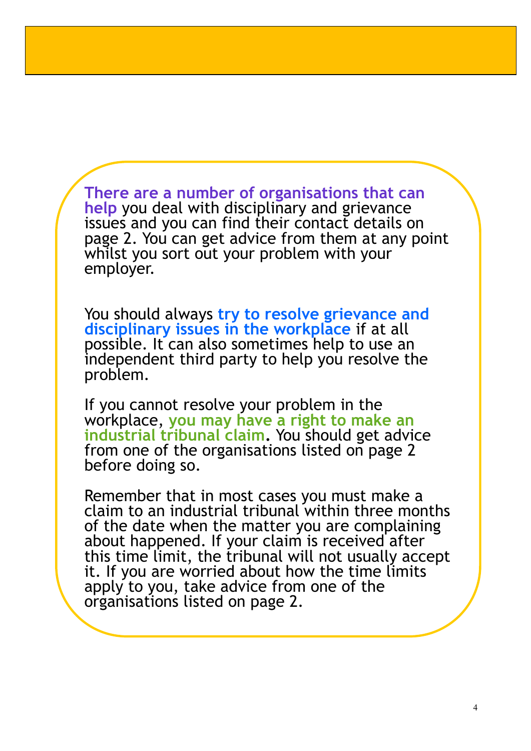**There are a number of organisations that can help** you deal with disciplinary and grievance issues and you can find their contact details on page 2. You can get advice from them at any point whilst you sort out your problem with your employer.

You should always **try to resolve grievance and disciplinary issues in the workplace** if at all possible. It can also sometimes help to use an independent third party to help you resolve the problem.

If you cannot resolve your problem in the workplace, **you may have a right to make an industrial tribunal claim.** You should get advice from one of the organisations listed on page 2 before doing so.

Remember that in most cases you must make a claim to an industrial tribunal within three months of the date when the matter you are complaining about happened. If your claim is received after this time limit, the tribunal will not usually accept it. If you are worried about how the time limits apply to you, take advice from one of the organisations listed on page 2.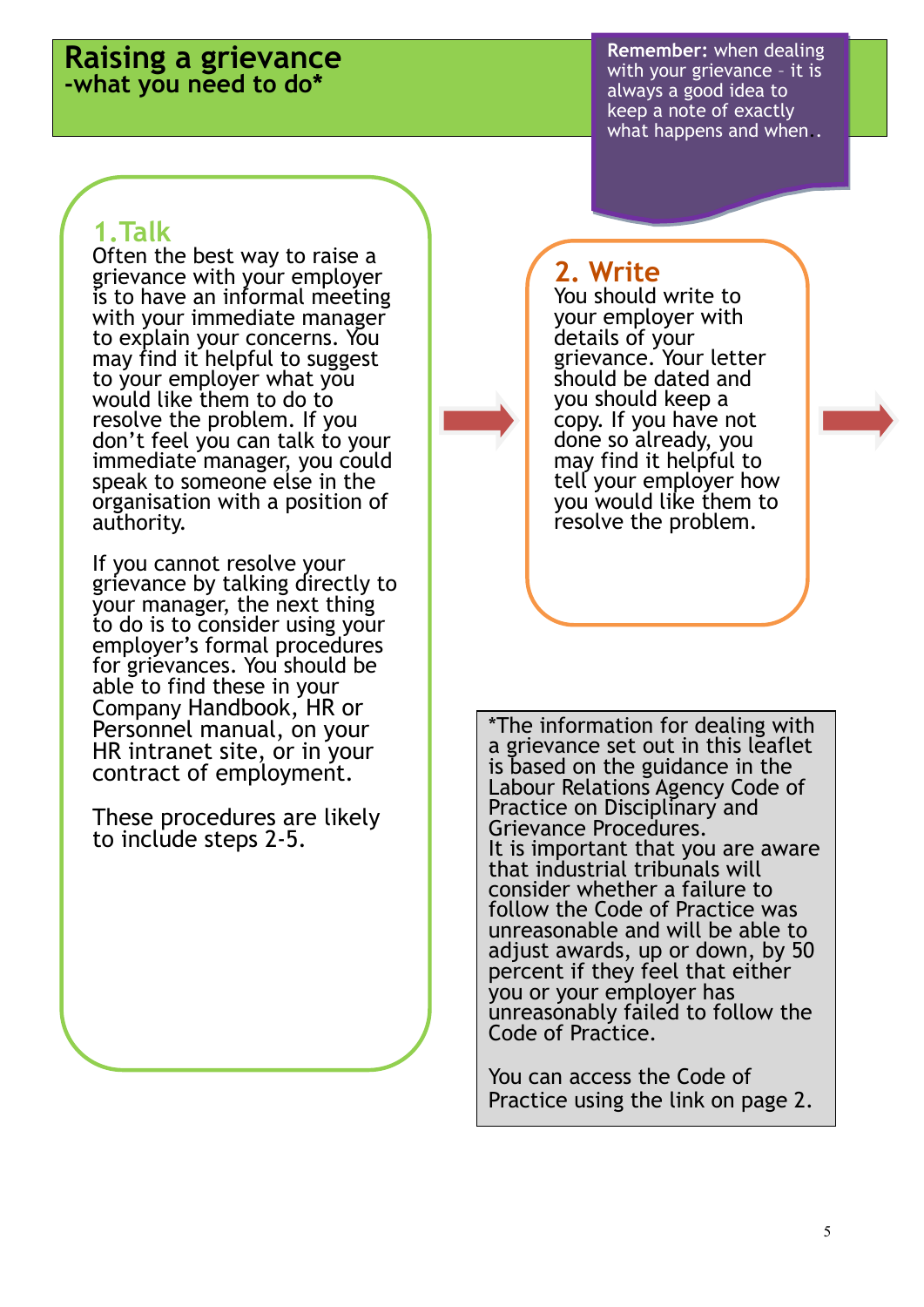# Raising a grievance

## -what you need to do*

**Remember:** when dealing with your grievance - it is always a good idea to keep a note of exactly what happens and when..

### 1. Talk

Often the best way to raise a grievance with your employer is to have an informal meeting with your immediate manager to explain your concerns. You may find it helpful to suggest to your employer what you would like them to do to resolve the problem. If you don't feel you can talk to your immediate manager, you could speak to someone else in the organisation with a position of authority.

If you cannot resolve your grievance by talking directly to your manager, the next thing to do is to consider using your employer's formal procedures for grievances. You should be able to find these in your Company Handbook, HR or Personnel manual, on your HR intranet site, or in your contract of employment.

These procedures are likely to include steps 2-5.

### 2. Write

You should write to your employer with details of your grievance. Your letter should be dated and you should keep a copy. If you have not done so already, you may find it helpful to tell your employer how you would like them to resolve the problem.

*The information for dealing with a grievance set out in this leaflet is based on the guidance in the Labour Relations Agency Code of Practice on Disciplinary and Grievance Procedures.
It is important that you are aware that industrial tribunals will consider whether a failure to follow the Code of Practice was unreasonable and will be able to adjust awards, up or down, by 50 percent if they feel that either you or your employer has unreasonably failed to follow the Code of Practice.

You can access the Code of Practice using the link on page 2.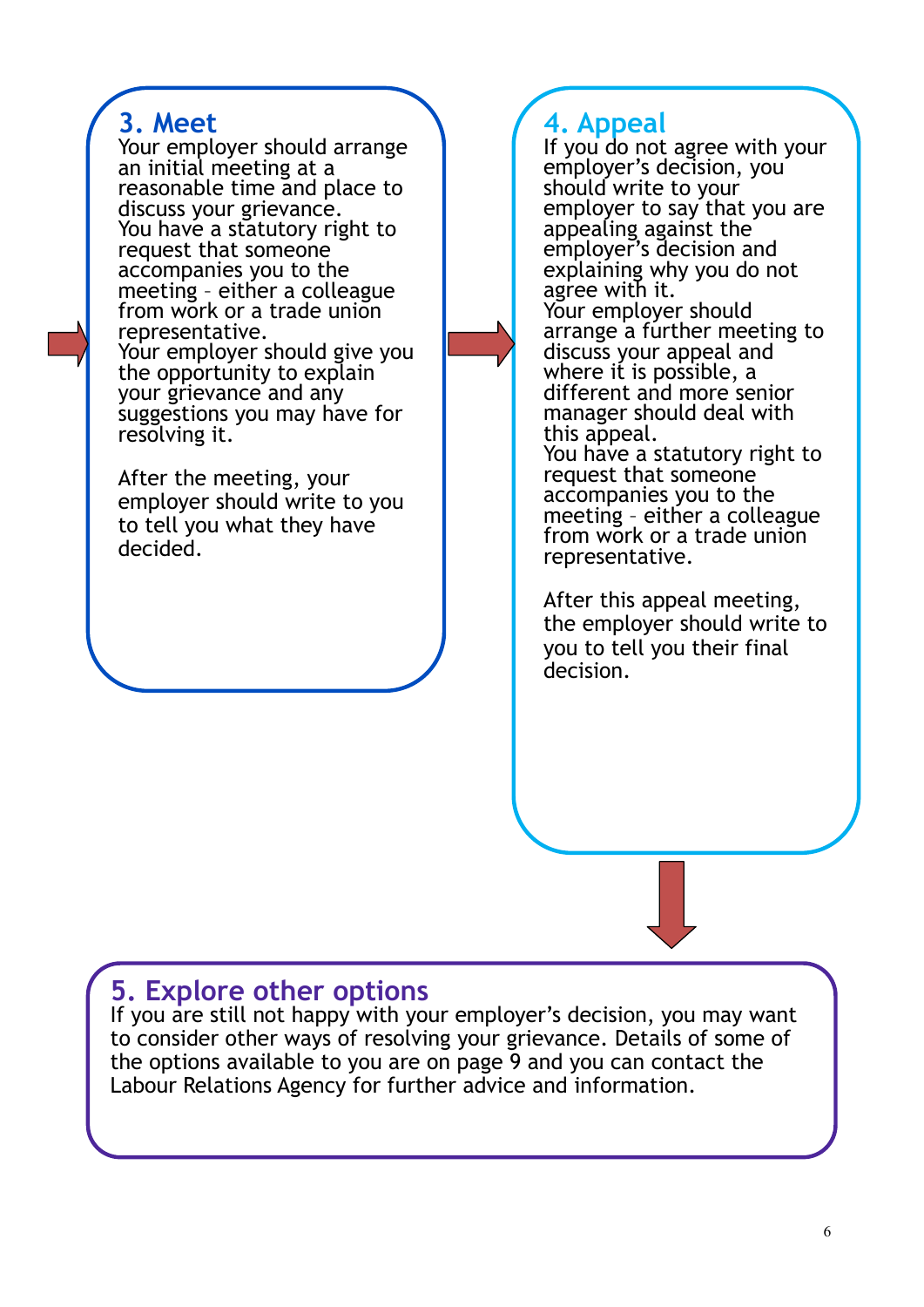## 3. Meet

Your employer should arrange an initial meeting at a reasonable time and place to discuss your grievance.
You have a statutory right to request that someone accompanies you to the meeting – either a colleague from work or a trade union representative.
Your employer should give you the opportunity to explain your grievance and any suggestions you may have for resolving it.

After the meeting, your employer should write to you to tell you what they have decided.

## 4. Appeal

If you do not agree with your employer's decision, you should write to your employer to say that you are appealing against the employer's decision and explaining why you do not agree with it.
Your employer should arrange a further meeting to discuss your appeal and where it is possible, a different and more senior manager should deal with this appeal.
You have a statutory right to request that someone accompanies you to the meeting – either a colleague from work or a trade union representative.

After this appeal meeting, the employer should write to you to tell you their final decision.

## 5. Explore other options

If you are still not happy with your employer's decision, you may want to consider other ways of resolving your grievance. Details of some of the options available to you are on page 9 and you can contact the Labour Relations Agency for further advice and information.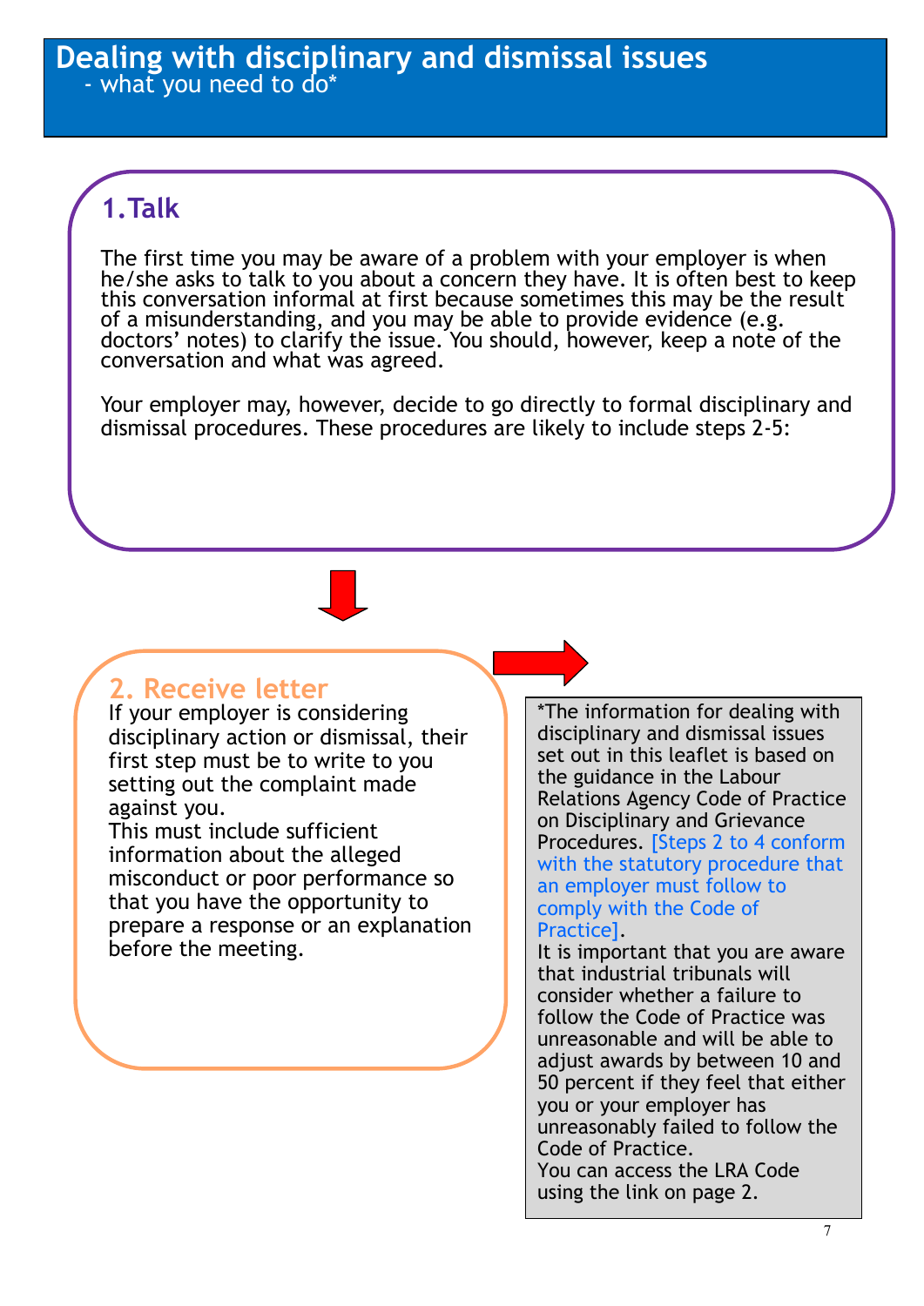# Dealing with disciplinary and dismissal issues

- what you need to do*

## 1.Talk

The first time you may be aware of a problem with your employer is when he/she asks to talk to you about a concern they have. It is often best to keep this conversation informal at first because sometimes this may be the result of a misunderstanding, and you may be able to provide evidence (e.g. doctors' notes) to clarify the issue. You should, however, keep a note of the conversation and what was agreed.

Your employer may, however, decide to go directly to formal disciplinary and dismissal procedures. These procedures are likely to include steps 2-5:

## 2. Receive letter

If your employer is considering disciplinary action or dismissal, their first step must be to write to you setting out the complaint made against you.

This must include sufficient information about the alleged misconduct or poor performance so that you have the opportunity to prepare a response or an explanation before the meeting.

*The information for dealing with disciplinary and dismissal issues set out in this leaflet is based on the guidance in the Labour Relations Agency Code of Practice on Disciplinary and Grievance Procedures. [Steps 2 to 4 conform with the statutory procedure that an employer must follow to comply with the Code of Practice].

It is important that you are aware that industrial tribunals will consider whether a failure to follow the Code of Practice was unreasonable and will be able to adjust awards by between 10 and 50 percent if they feel that either you or your employer has unreasonably failed to follow the Code of Practice.

You can access the LRA Code using the link on page 2.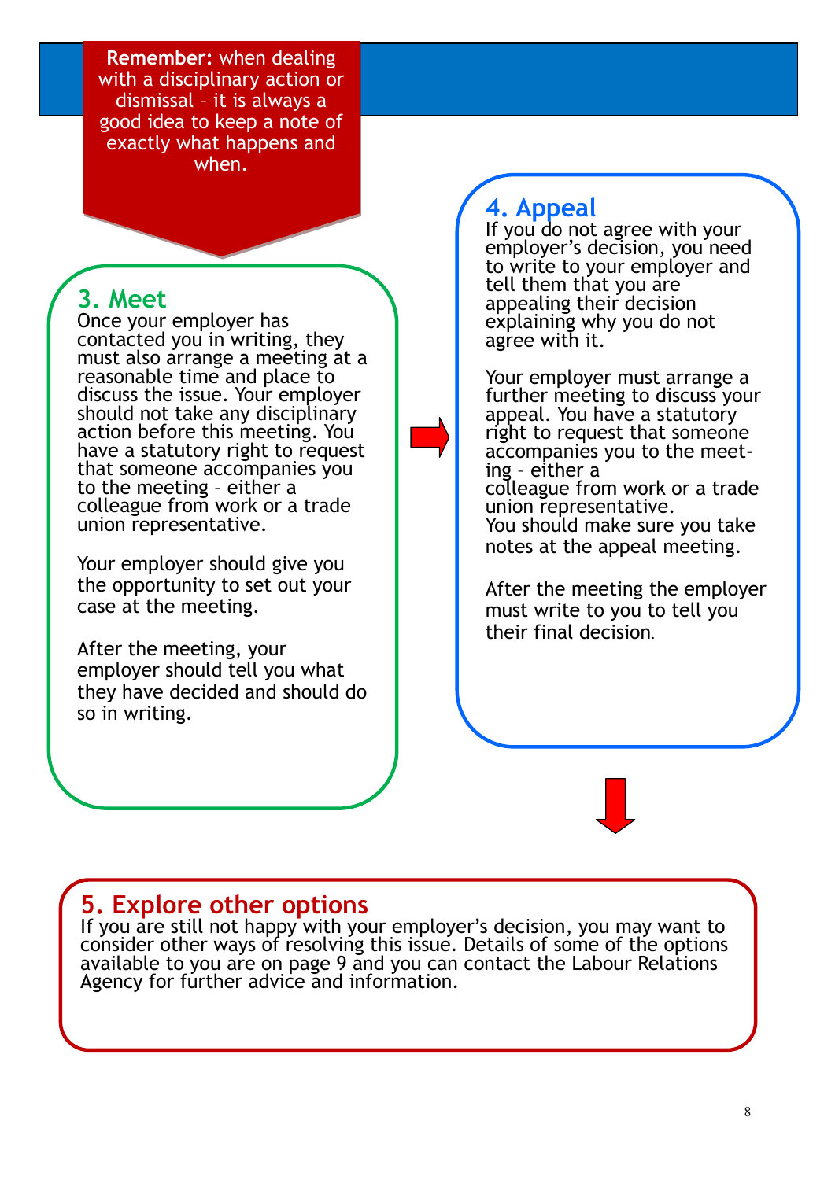**Remember:** when dealing with a disciplinary action or dismissal – it is always a good idea to keep a note of exactly what happens and when.

## 3. Meet

Once your employer has contacted you in writing, they must also arrange a meeting at a reasonable time and place to discuss the issue. Your employer should not take any disciplinary action before this meeting. You have a statutory right to request that someone accompanies you to the meeting – either a colleague from work or a trade union representative.

Your employer should give you the opportunity to set out your case at the meeting.

After the meeting, your employer should tell you what they have decided and should do so in writing.

## 4. Appeal

If you do not agree with your employer's decision, you need to write to your employer and tell them that you are appealing their decision explaining why you do not agree with it.

Your employer must arrange a further meeting to discuss your appeal. You have a statutory right to request that someone accompanies you to the meeting – either a colleague from work or a trade union representative.
You should make sure you take notes at the appeal meeting.

After the meeting the employer must write to you to tell you their final decision.

## 5. Explore other options

If you are still not happy with your employer's decision, you may want to consider other ways of resolving this issue. Details of some of the options available to you are on page 9 and you can contact the Labour Relations Agency for further advice and information.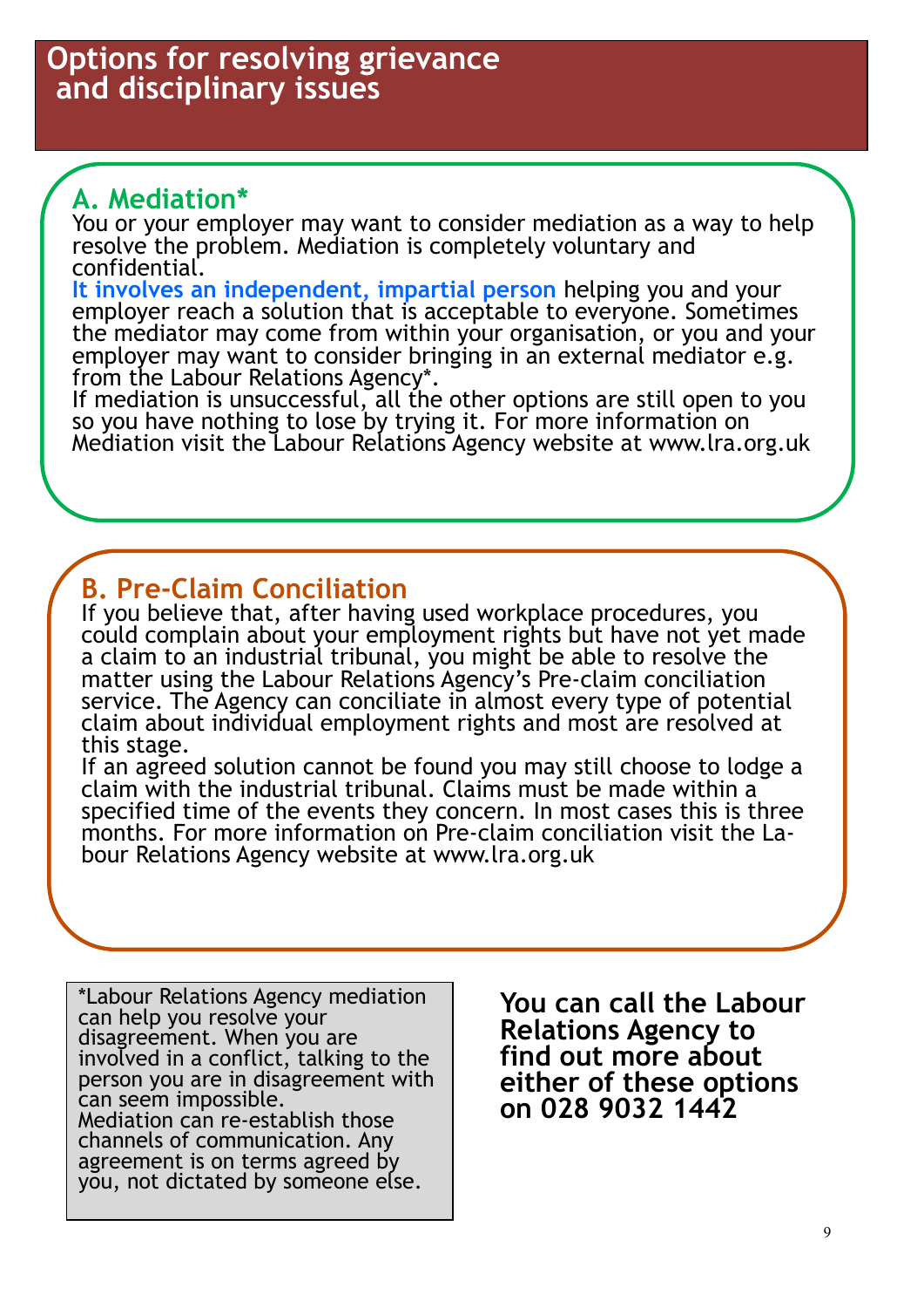# Options for resolving grievance and disciplinary issues

## A. Mediation*

You or your employer may want to consider mediation as a way to help resolve the problem. Mediation is completely voluntary and confidential.

It involves an independent, impartial person helping you and your employer reach a solution that is acceptable to everyone. Sometimes the mediator may come from within your organisation, or you and your employer may want to consider bringing in an external mediator e.g. from the Labour Relations Agency*.

If mediation is unsuccessful, all the other options are still open to you so you have nothing to lose by trying it. For more information on Mediation visit the Labour Relations Agency website at www.lra.org.uk

## B. Pre-Claim Conciliation

If you believe that, after having used workplace procedures, you could complain about your employment rights but have not yet made a claim to an industrial tribunal, you might be able to resolve the matter using the Labour Relations Agency's Pre-claim conciliation service. The Agency can conciliate in almost every type of potential claim about individual employment rights and most are resolved at this stage.

If an agreed solution cannot be found you may still choose to lodge a claim with the industrial tribunal. Claims must be made within a specified time of the events they concern. In most cases this is three months. For more information on Pre-claim conciliation visit the Labour Relations Agency website at www.lra.org.uk

*Labour Relations Agency mediation can help you resolve your disagreement. When you are involved in a conflict, talking to the person you are in disagreement with can seem impossible.
Mediation can re-establish those channels of communication. Any agreement is on terms agreed by you, not dictated by someone else.

**You can call the Labour Relations Agency to find out more about either of these options on 028 9032 1442**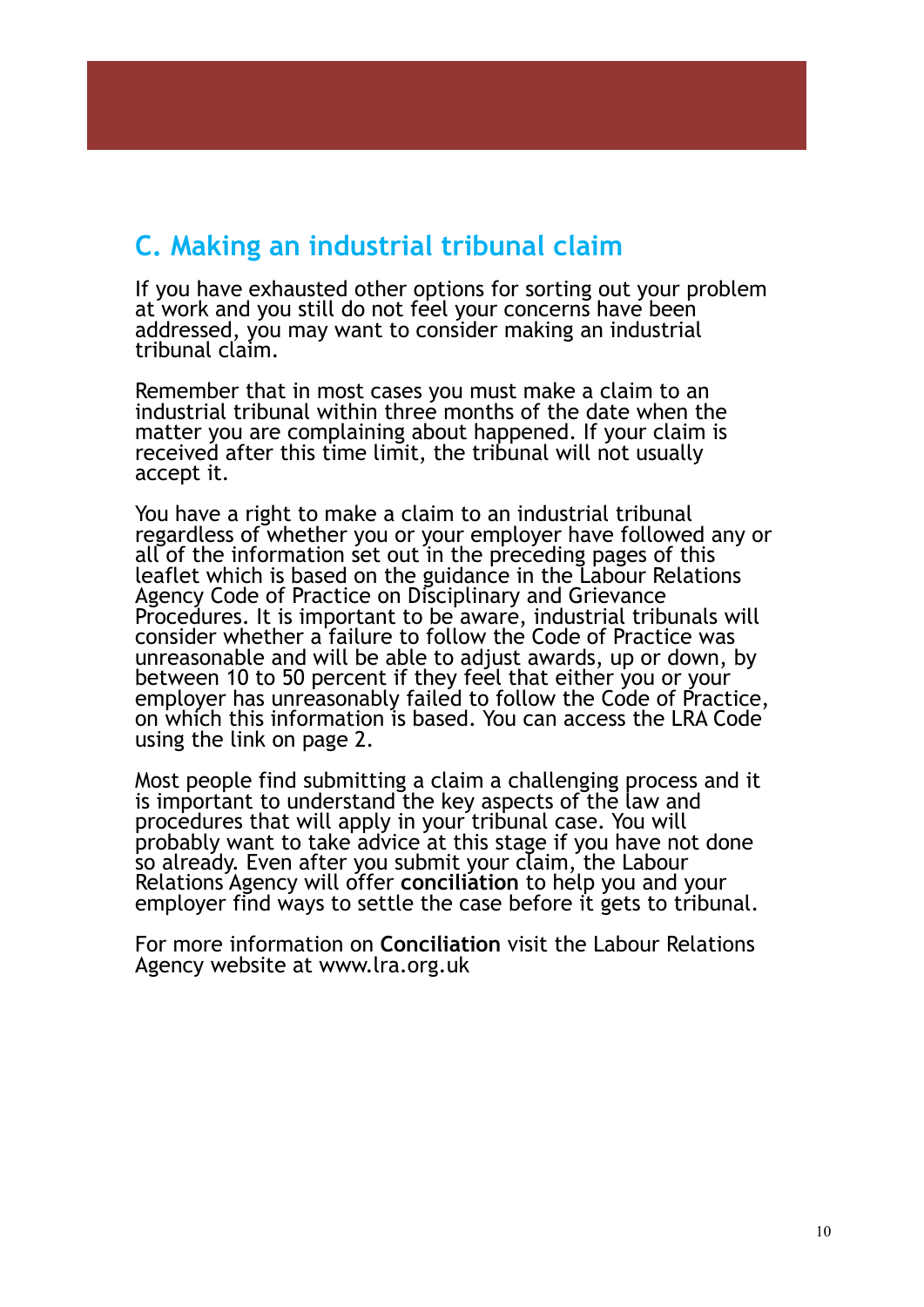## C. Making an industrial tribunal claim

If you have exhausted other options for sorting out your problem at work and you still do not feel your concerns have been addressed, you may want to consider making an industrial tribunal claim.

Remember that in most cases you must make a claim to an industrial tribunal within three months of the date when the matter you are complaining about happened. If your claim is received after this time limit, the tribunal will not usually accept it.

You have a right to make a claim to an industrial tribunal regardless of whether you or your employer have followed any or all of the information set out in the preceding pages of this leaflet which is based on the guidance in the Labour Relations Agency Code of Practice on Disciplinary and Grievance Procedures. It is important to be aware, industrial tribunals will consider whether a failure to follow the Code of Practice was unreasonable and will be able to adjust awards, up or down, by between 10 to 50 percent if they feel that either you or your employer has unreasonably failed to follow the Code of Practice, on which this information is based. You can access the LRA Code using the link on page 2.

Most people find submitting a claim a challenging process and it is important to understand the key aspects of the law and procedures that will apply in your tribunal case. You will probably want to take advice at this stage if you have not done so already. Even after you submit your claim, the Labour Relations Agency will offer **conciliation** to help you and your employer find ways to settle the case before it gets to tribunal.

For more information on **Conciliation** visit the Labour Relations Agency website at www.lra.org.uk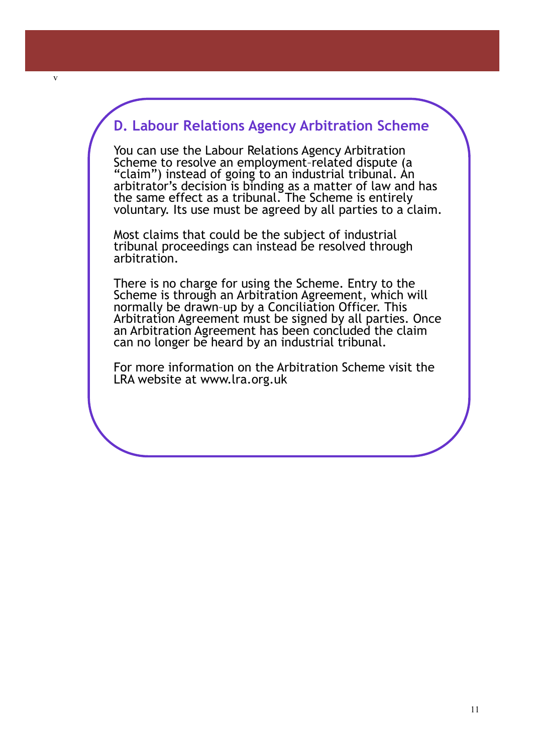## D. Labour Relations Agency Arbitration Scheme

You can use the Labour Relations Agency Arbitration Scheme to resolve an employment-related dispute (a "claim") instead of going to an industrial tribunal. An arbitrator's decision is binding as a matter of law and has the same effect as a tribunal. The Scheme is entirely voluntary. Its use must be agreed by all parties to a claim.

Most claims that could be the subject of industrial tribunal proceedings can instead be resolved through arbitration.

There is no charge for using the Scheme. Entry to the Scheme is through an Arbitration Agreement, which will normally be drawn-up by a Conciliation Officer. This Arbitration Agreement must be signed by all parties. Once an Arbitration Agreement has been concluded the claim can no longer be heard by an industrial tribunal.

For more information on the Arbitration Scheme visit the LRA website at www.lra.org.uk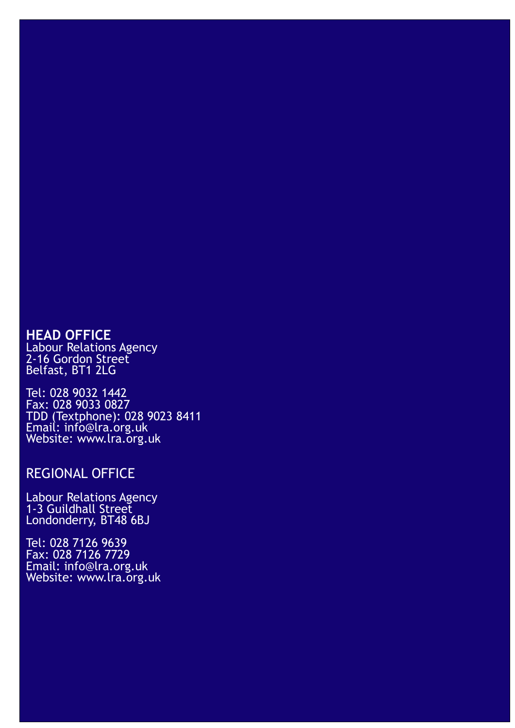**HEAD OFFICE**
Labour Relations Agency
2-16 Gordon Street
Belfast, BT1 2LG

Tel: 028 9032 1442
Fax: 028 9033 0827
TDD (Textphone): 028 9023 8411
Email: info@lra.org.uk
Website: www.lra.org.uk

REGIONAL OFFICE

Labour Relations Agency
1-3 Guildhall Street
Londonderry, BT48 6BJ

Tel: 028 7126 9639
Fax: 028 7126 7729
Email: info@lra.org.uk
Website: www.lra.org.uk